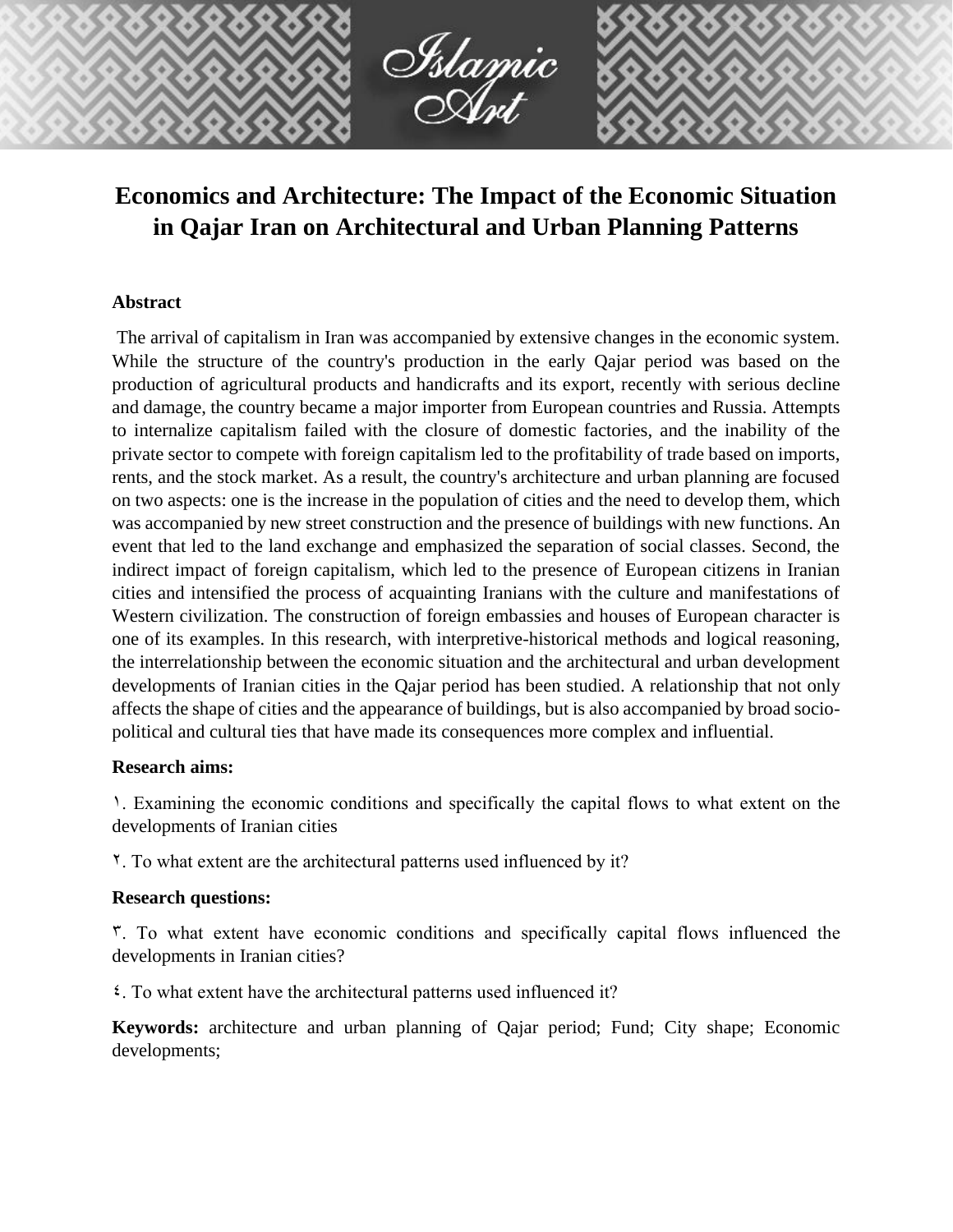# Economics and Architecture: The Impact of the Economic Situation in Qajar Iran on Architectural and Urban Planning Patterns

## Abstract

The arrival of capitalism in Iran was accompanied by extensive changes in the economic system. While the structure of the country's production in the early Qajar period was based on the production of agricultural products and handicrafts and its export, recently with serious decline and damage, the country became a major importer from European countries and Russia. Attempts to internalize capitalism failed with the closure of domestic factories, and the inability of the private sector to compete with foreign capitalism led to the profitability of trade based on imports, rents, and the stock market. As a result, the country's architecture and urban planning are focused on two aspects: one is the increase in the population of cities and the need to develop them, which was accompanied by new street construction and the presence of buildings with new functions. An event that led to the land exchange and emphasized the separation of social classes. Second, the indirect impact of foreign capitalism, which led to the presence of European citizens in Iranian cities and intensified the process of acquainting Iranians with the culture and manifestations of Western civilization. The construction of foreign embassies and houses of European character is one of its examples. In this research, with interpretive-historical methods and logical reasoning, the interrelationship between the economic situation and the architectural and urban development developments of Iranian cities in the Qajar period has been studied. A relationship that not only affects the shape of cities and the appearance of buildings, but is also accompanied by broad socio-political and cultural ties that have made its consequences more complex and influential.

**Research aims:**

١. Examining the economic conditions and specifically the capital flows to what extent on the developments of Iranian cities

٢. To what extent are the architectural patterns used influenced by it?

**Research questions:**

٣. To what extent have economic conditions and specifically capital flows influenced the developments in Iranian cities?

٤. To what extent have the architectural patterns used influenced it?

**Keywords:** architecture and urban planning of Qajar period; Fund; City shape; Economic developments;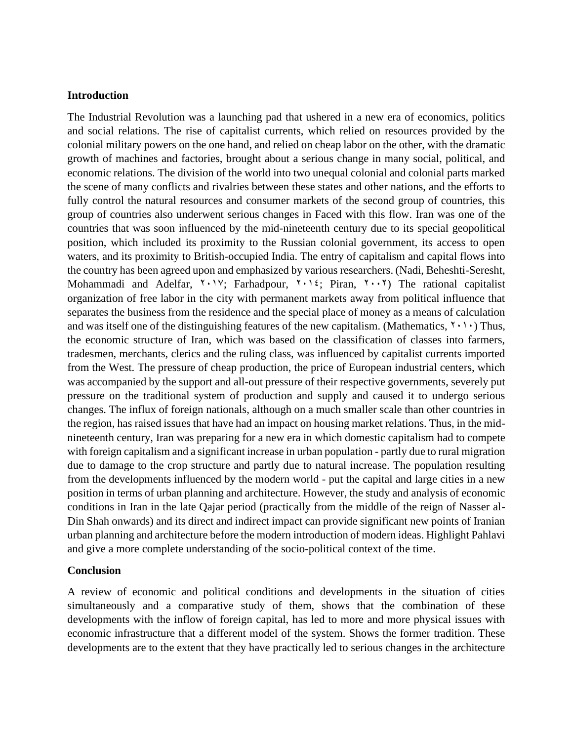**Introduction**

The Industrial Revolution was a launching pad that ushered in a new era of economics, politics and social relations. The rise of capitalist currents, which relied on resources provided by the colonial military powers on the one hand, and relied on cheap labor on the other, with the dramatic growth of machines and factories, brought about a serious change in many social, political, and economic relations. The division of the world into two unequal colonial and colonial parts marked the scene of many conflicts and rivalries between these states and other nations, and the efforts to fully control the natural resources and consumer markets of the second group of countries, this group of countries also underwent serious changes in Faced with this flow. Iran was one of the countries that was soon influenced by the mid-nineteenth century due to its special geopolitical position, which included its proximity to the Russian colonial government, its access to open waters, and its proximity to British-occupied India. The entry of capitalism and capital flows into the country has been agreed upon and emphasized by various researchers. (Nadi, Beheshti-Seresht, Mohammadi and Adelfar, ٢٠١٧; Farhadpour, ٢٠١٤; Piran, ٢٠٠٢) The rational capitalist organization of free labor in the city with permanent markets away from political influence that separates the business from the residence and the special place of money as a means of calculation and was itself one of the distinguishing features of the new capitalism. (Mathematics, ٢٠١٠) Thus, the economic structure of Iran, which was based on the classification of classes into farmers, tradesmen, merchants, clerics and the ruling class, was influenced by capitalist currents imported from the West. The pressure of cheap production, the price of European industrial centers, which was accompanied by the support and all-out pressure of their respective governments, severely put pressure on the traditional system of production and supply and caused it to undergo serious changes. The influx of foreign nationals, although on a much smaller scale than other countries in the region, has raised issues that have had an impact on housing market relations. Thus, in the mid-nineteenth century, Iran was preparing for a new era in which domestic capitalism had to compete with foreign capitalism and a significant increase in urban population - partly due to rural migration due to damage to the crop structure and partly due to natural increase. The population resulting from the developments influenced by the modern world - put the capital and large cities in a new position in terms of urban planning and architecture. However, the study and analysis of economic conditions in Iran in the late Qajar period (practically from the middle of the reign of Nasser al-Din Shah onwards) and its direct and indirect impact can provide significant new points of Iranian urban planning and architecture before the modern introduction of modern ideas. Highlight Pahlavi and give a more complete understanding of the socio-political context of the time.

**Conclusion**

A review of economic and political conditions and developments in the situation of cities simultaneously and a comparative study of them, shows that the combination of these developments with the inflow of foreign capital, has led to more and more physical issues with economic infrastructure that a different model of the system. Shows the former tradition. These developments are to the extent that they have practically led to serious changes in the architecture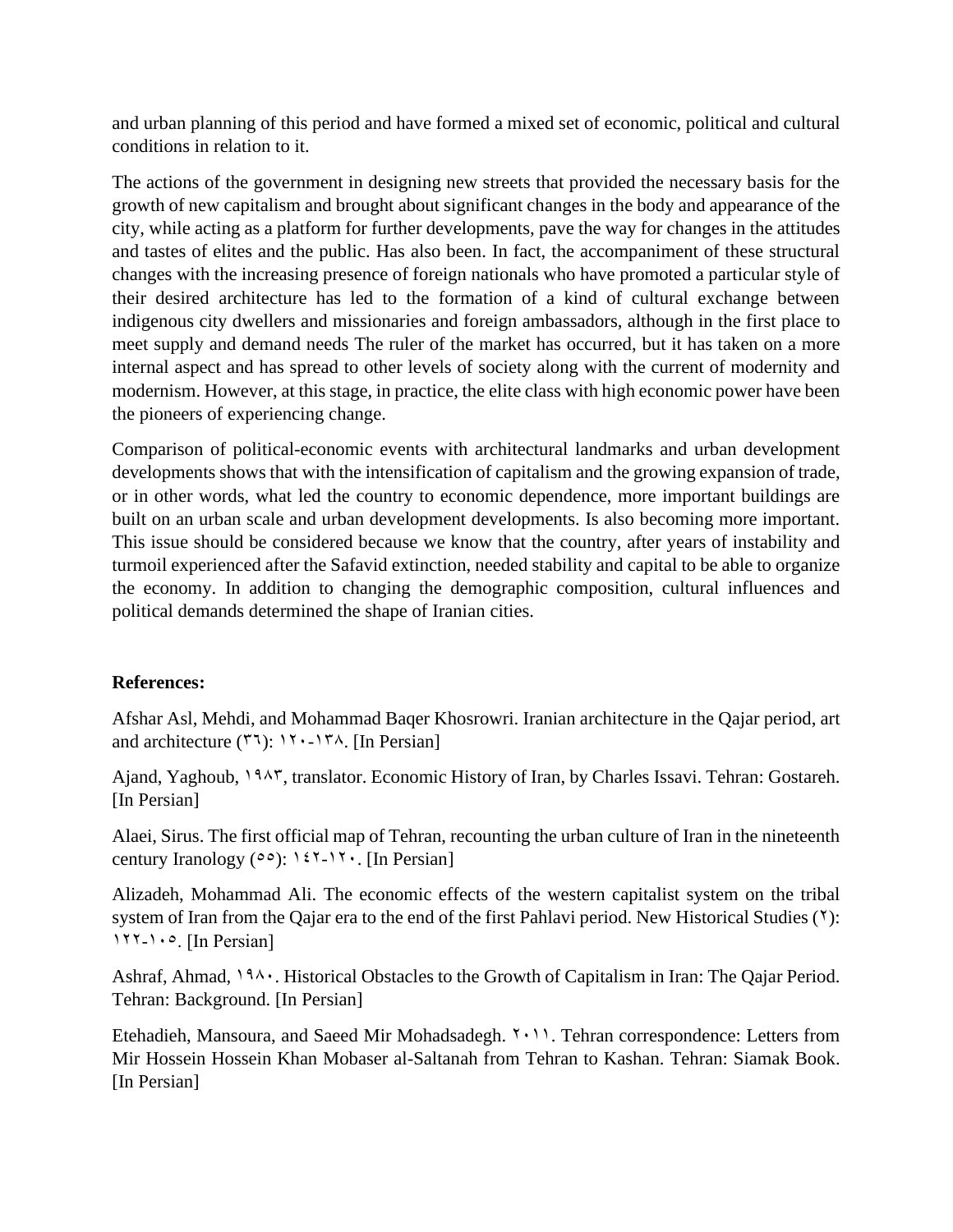and urban planning of this period and have formed a mixed set of economic, political and cultural conditions in relation to it.

The actions of the government in designing new streets that provided the necessary basis for the growth of new capitalism and brought about significant changes in the body and appearance of the city, while acting as a platform for further developments, pave the way for changes in the attitudes and tastes of elites and the public. Has also been. In fact, the accompaniment of these structural changes with the increasing presence of foreign nationals who have promoted a particular style of their desired architecture has led to the formation of a kind of cultural exchange between indigenous city dwellers and missionaries and foreign ambassadors, although in the first place to meet supply and demand needs The ruler of the market has occurred, but it has taken on a more internal aspect and has spread to other levels of society along with the current of modernity and modernism. However, at this stage, in practice, the elite class with high economic power have been the pioneers of experiencing change.

Comparison of political-economic events with architectural landmarks and urban development developments shows that with the intensification of capitalism and the growing expansion of trade, or in other words, what led the country to economic dependence, more important buildings are built on an urban scale and urban development developments. Is also becoming more important. This issue should be considered because we know that the country, after years of instability and turmoil experienced after the Safavid extinction, needed stability and capital to be able to organize the economy. In addition to changing the demographic composition, cultural influences and political demands determined the shape of Iranian cities.

**References:**

Afshar Asl, Mehdi, and Mohammad Baqer Khosrowri. Iranian architecture in the Qajar period, art and architecture (۳٦): ۱۲۰-۱۳۸. [In Persian]

Ajand, Yaghoub, ۱۹۸۳, translator. Economic History of Iran, by Charles Issavi. Tehran: Gostareh. [In Persian]

Alaei, Sirus. The first official map of Tehran, recounting the urban culture of Iran in the nineteenth century Iranology (٥٥): ۱٤۲-۱۲۰. [In Persian]

Alizadeh, Mohammad Ali. The economic effects of the western capitalist system on the tribal system of Iran from the Qajar era to the end of the first Pahlavi period. New Historical Studies (۲): ۱۲۲-۱۰٥. [In Persian]

Ashraf, Ahmad, ۱۹۸۰. Historical Obstacles to the Growth of Capitalism in Iran: The Qajar Period. Tehran: Background. [In Persian]

Etehadieh, Mansoura, and Saeed Mir Mohadsadegh. ۲۰۱۱. Tehran correspondence: Letters from Mir Hossein Hossein Khan Mobaser al-Saltanah from Tehran to Kashan. Tehran: Siamak Book. [In Persian]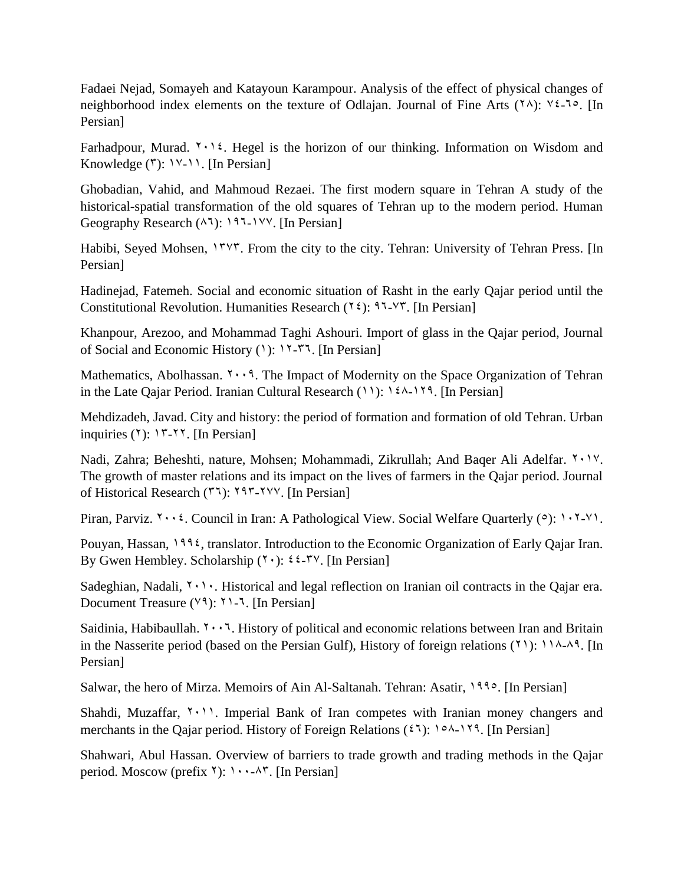Fadaei Nejad, Somayeh and Katayoun Karampour. Analysis of the effect of physical changes of neighborhood index elements on the texture of Odlajan. Journal of Fine Arts (۲۸): ۷۴-۶۵. [In Persian]

Farhadpour, Murad. ۲۰۱۴. Hegel is the horizon of our thinking. Information on Wisdom and Knowledge (۳): ۱۷-۱۱. [In Persian]

Ghobadian, Vahid, and Mahmoud Rezaei. The first modern square in Tehran A study of the historical-spatial transformation of the old squares of Tehran up to the modern period. Human Geography Research (۸۶): ۱۹۶-۱۷۷. [In Persian]

Habibi, Seyed Mohsen, ۱۳۷۳. From the city to the city. Tehran: University of Tehran Press. [In Persian]

Hadinejad, Fatemeh. Social and economic situation of Rasht in the early Qajar period until the Constitutional Revolution. Humanities Research (۲۴): ۹۶-۷۳. [In Persian]

Khanpour, Arezoo, and Mohammad Taghi Ashouri. Import of glass in the Qajar period, Journal of Social and Economic History (۱): ۱۲-۳۶. [In Persian]

Mathematics, Abolhassan. ۲۰۰۹. The Impact of Modernity on the Space Organization of Tehran in the Late Qajar Period. Iranian Cultural Research (۱۱): ۱۴۸-۱۲۹. [In Persian]

Mehdizadeh, Javad. City and history: the period of formation and formation of old Tehran. Urban inquiries (۲): ۱۳-۲۲. [In Persian]

Nadi, Zahra; Beheshti, nature, Mohsen; Mohammadi, Zikrullah; And Baqer Ali Adelfar. ۲۰۱۷. The growth of master relations and its impact on the lives of farmers in the Qajar period. Journal of Historical Research (۳۶): ۲۹۳-۲۷۷. [In Persian]

Piran, Parviz. ۲۰۰۴. Council in Iran: A Pathological View. Social Welfare Quarterly (۵): ۱۰۲-۷۱.

Pouyan, Hassan, ۱۹۹۴, translator. Introduction to the Economic Organization of Early Qajar Iran. By Gwen Hembley. Scholarship (۲۰): ۴۴-۳۷. [In Persian]

Sadeghian, Nadali, ۲۰۱۰. Historical and legal reflection on Iranian oil contracts in the Qajar era. Document Treasure (۷۹): ۲۱-۶. [In Persian]

Saidinia, Habibaullah. ۲۰۰۶. History of political and economic relations between Iran and Britain in the Nasserite period (based on the Persian Gulf), History of foreign relations (۲۱): ۱۱۸-۸۹. [In Persian]

Salwar, the hero of Mirza. Memoirs of Ain Al-Saltanah. Tehran: Asatir, ۱۹۹۵. [In Persian]

Shahdi, Muzaffar, ۲۰۱۱. Imperial Bank of Iran competes with Iranian money changers and merchants in the Qajar period. History of Foreign Relations (۴۶): ۱۵۸-۱۲۹. [In Persian]

Shahwari, Abul Hassan. Overview of barriers to trade growth and trading methods in the Qajar period. Moscow (prefix ۲): ۱۰۰-۸۳. [In Persian]